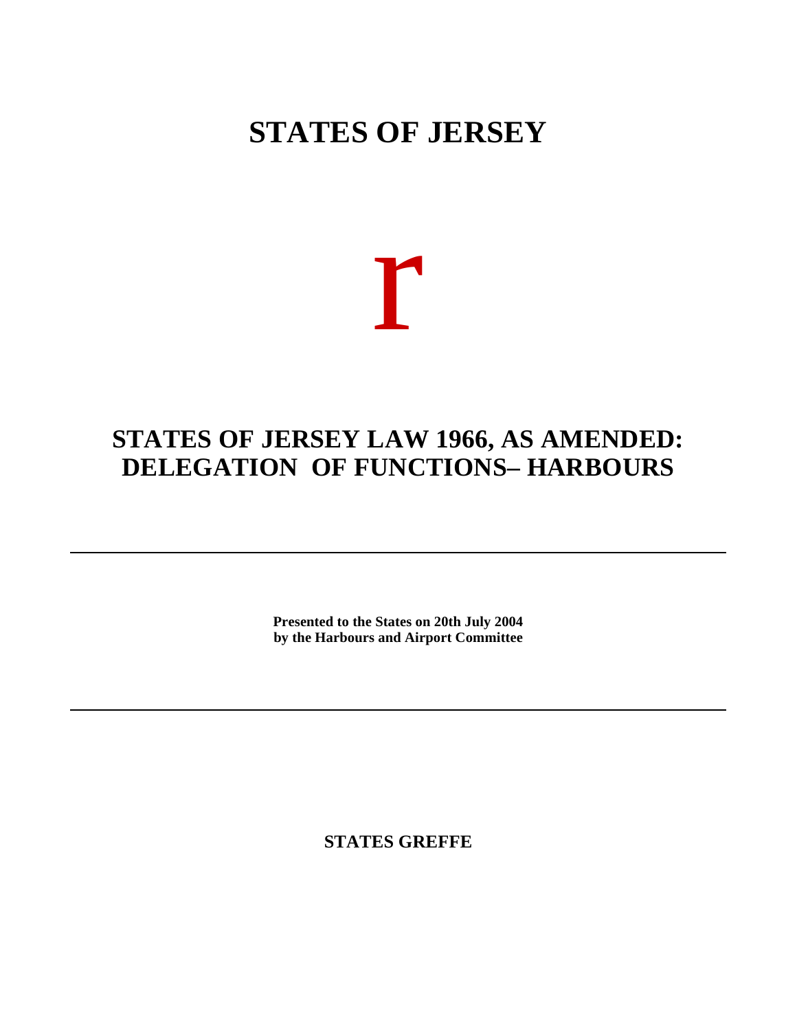# STATES OF JERSEY

r

## STATES OF JERSEY LAW 1966, AS AMENDED: DELEGATION OF FUNCTIONS– HARBOURS

---

**Presented to the States on 20th July 2004**
**by the Harbours and Airport Committee**

---

**STATES GREFFE**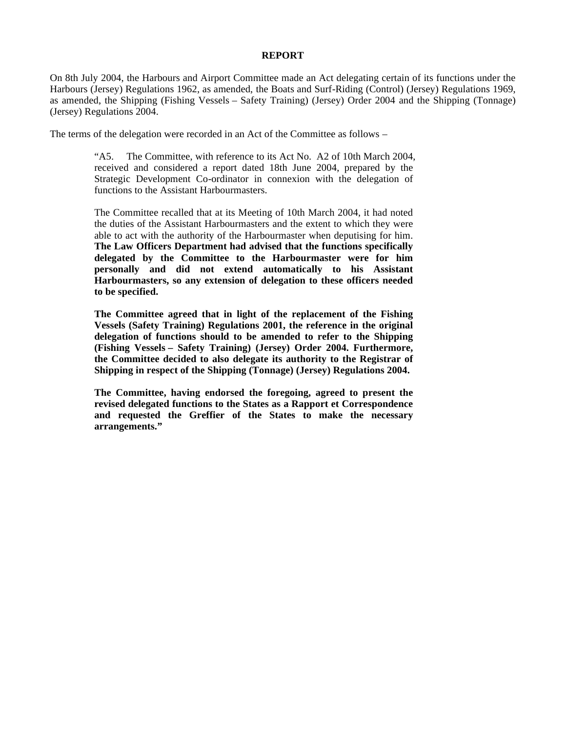# REPORT

On 8th July 2004, the Harbours and Airport Committee made an Act delegating certain of its functions under the Harbours (Jersey) Regulations 1962, as amended, the Boats and Surf-Riding (Control) (Jersey) Regulations 1969, as amended, the Shipping (Fishing Vessels – Safety Training) (Jersey) Order 2004 and the Shipping (Tonnage) (Jersey) Regulations 2004.

The terms of the delegation were recorded in an Act of the Committee as follows –

> "A5. The Committee, with reference to its Act No. A2 of 10th March 2004, received and considered a report dated 18th June 2004, prepared by the Strategic Development Co-ordinator in connexion with the delegation of functions to the Assistant Harbourmasters.
>
> The Committee recalled that at its Meeting of 10th March 2004, it had noted the duties of the Assistant Harbourmasters and the extent to which they were able to act with the authority of the Harbourmaster when deputising for him. **The Law Officers Department had advised that the functions specifically delegated by the Committee to the Harbourmaster were for him personally and did not extend automatically to his Assistant Harbourmasters, so any extension of delegation to these officers needed to be specified.**
>
> **The Committee agreed that in light of the replacement of the Fishing Vessels (Safety Training) Regulations 2001, the reference in the original delegation of functions should to be amended to refer to the Shipping (Fishing Vessels – Safety Training) (Jersey) Order 2004. Furthermore, the Committee decided to also delegate its authority to the Registrar of Shipping in respect of the Shipping (Tonnage) (Jersey) Regulations 2004.**
>
> **The Committee, having endorsed the foregoing, agreed to present the revised delegated functions to the States as a Rapport et Correspondence and requested the Greffier of the States to make the necessary arrangements."**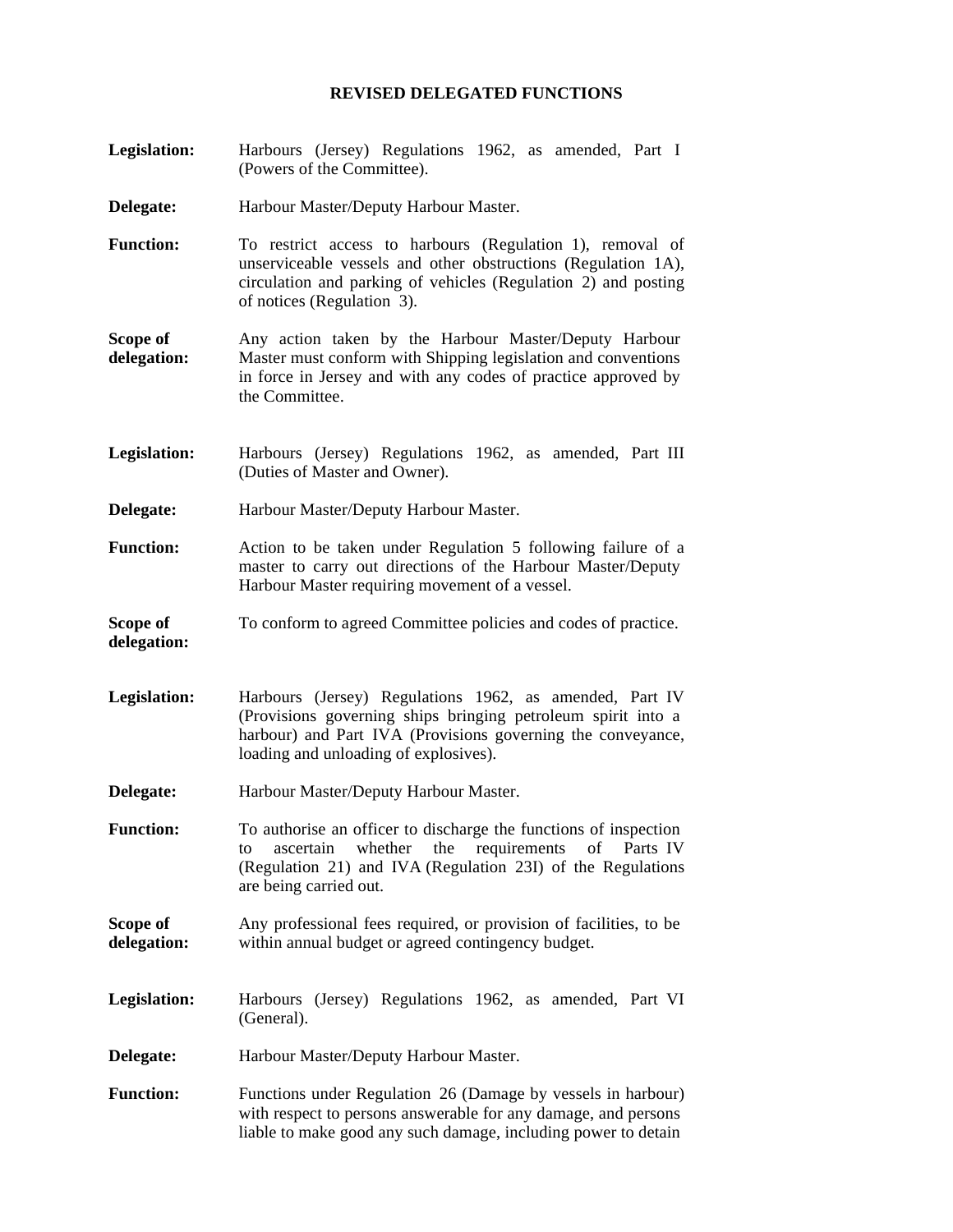**REVISED DELEGATED FUNCTIONS**

**Legislation:** Harbours (Jersey) Regulations 1962, as amended, Part I (Powers of the Committee).

**Delegate:** Harbour Master/Deputy Harbour Master.

**Function:** To restrict access to harbours (Regulation 1), removal of unserviceable vessels and other obstructions (Regulation 1A), circulation and parking of vehicles (Regulation 2) and posting of notices (Regulation 3).

**Scope of delegation:** Any action taken by the Harbour Master/Deputy Harbour Master must conform with Shipping legislation and conventions in force in Jersey and with any codes of practice approved by the Committee.

**Legislation:** Harbours (Jersey) Regulations 1962, as amended, Part III (Duties of Master and Owner).

**Delegate:** Harbour Master/Deputy Harbour Master.

**Function:** Action to be taken under Regulation 5 following failure of a master to carry out directions of the Harbour Master/Deputy Harbour Master requiring movement of a vessel.

**Scope of delegation:** To conform to agreed Committee policies and codes of practice.

**Legislation:** Harbours (Jersey) Regulations 1962, as amended, Part IV (Provisions governing ships bringing petroleum spirit into a harbour) and Part IVA (Provisions governing the conveyance, loading and unloading of explosives).

**Delegate:** Harbour Master/Deputy Harbour Master.

**Function:** To authorise an officer to discharge the functions of inspection to ascertain whether the requirements of Parts IV (Regulation 21) and IVA (Regulation 23I) of the Regulations are being carried out.

**Scope of delegation:** Any professional fees required, or provision of facilities, to be within annual budget or agreed contingency budget.

**Legislation:** Harbours (Jersey) Regulations 1962, as amended, Part VI (General).

**Delegate:** Harbour Master/Deputy Harbour Master.

**Function:** Functions under Regulation 26 (Damage by vessels in harbour) with respect to persons answerable for any damage, and persons liable to make good any such damage, including power to detain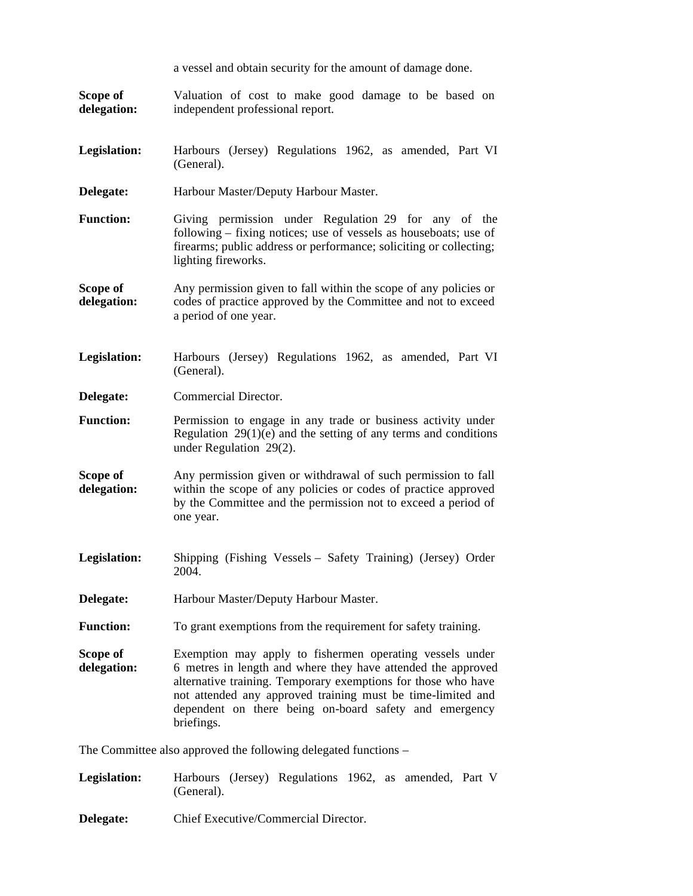a vessel and obtain security for the amount of damage done.

**Scope of delegation:** Valuation of cost to make good damage to be based on independent professional report.

**Legislation:** Harbours (Jersey) Regulations 1962, as amended, Part VI (General).

**Delegate:** Harbour Master/Deputy Harbour Master.

**Function:** Giving permission under Regulation 29 for any of the following – fixing notices; use of vessels as houseboats; use of firearms; public address or performance; soliciting or collecting; lighting fireworks.

**Scope of delegation:** Any permission given to fall within the scope of any policies or codes of practice approved by the Committee and not to exceed a period of one year.

**Legislation:** Harbours (Jersey) Regulations 1962, as amended, Part VI (General).

**Delegate:** Commercial Director.

**Function:** Permission to engage in any trade or business activity under Regulation 29(1)(e) and the setting of any terms and conditions under Regulation 29(2).

**Scope of delegation:** Any permission given or withdrawal of such permission to fall within the scope of any policies or codes of practice approved by the Committee and the permission not to exceed a period of one year.

**Legislation:** Shipping (Fishing Vessels – Safety Training) (Jersey) Order 2004.

**Delegate:** Harbour Master/Deputy Harbour Master.

**Function:** To grant exemptions from the requirement for safety training.

**Scope of delegation:** Exemption may apply to fishermen operating vessels under 6 metres in length and where they have attended the approved alternative training. Temporary exemptions for those who have not attended any approved training must be time-limited and dependent on there being on-board safety and emergency briefings.

The Committee also approved the following delegated functions –

**Legislation:** Harbours (Jersey) Regulations 1962, as amended, Part V (General).

**Delegate:** Chief Executive/Commercial Director.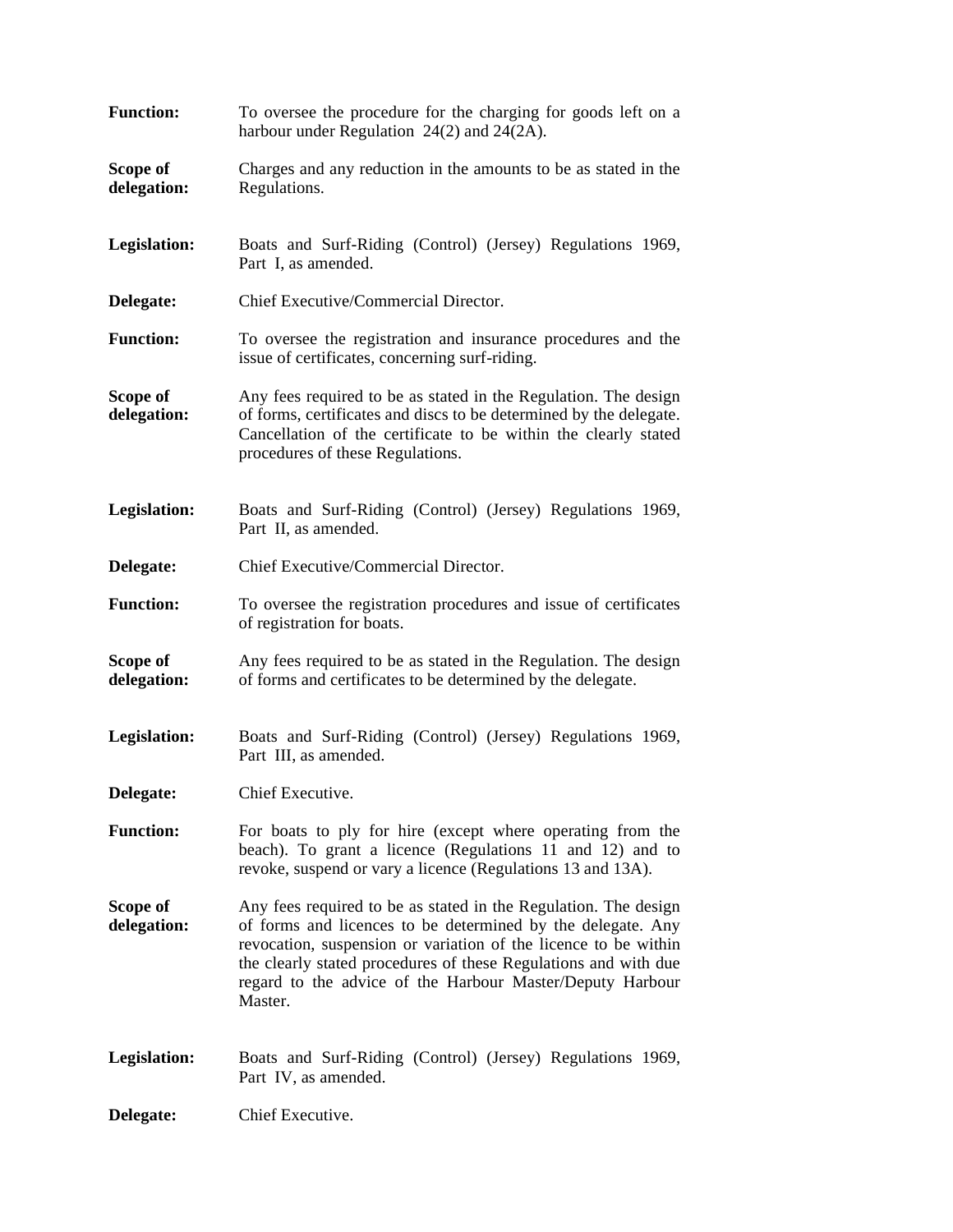**Function:** To oversee the procedure for the charging for goods left on a harbour under Regulation 24(2) and 24(2A).

**Scope of delegation:** Charges and any reduction in the amounts to be as stated in the Regulations.

**Legislation:** Boats and Surf-Riding (Control) (Jersey) Regulations 1969, Part I, as amended.

**Delegate:** Chief Executive/Commercial Director.

**Function:** To oversee the registration and insurance procedures and the issue of certificates, concerning surf-riding.

**Scope of delegation:** Any fees required to be as stated in the Regulation. The design of forms, certificates and discs to be determined by the delegate. Cancellation of the certificate to be within the clearly stated procedures of these Regulations.

**Legislation:** Boats and Surf-Riding (Control) (Jersey) Regulations 1969, Part II, as amended.

**Delegate:** Chief Executive/Commercial Director.

**Function:** To oversee the registration procedures and issue of certificates of registration for boats.

**Scope of delegation:** Any fees required to be as stated in the Regulation. The design of forms and certificates to be determined by the delegate.

**Legislation:** Boats and Surf-Riding (Control) (Jersey) Regulations 1969, Part III, as amended.

**Delegate:** Chief Executive.

**Function:** For boats to ply for hire (except where operating from the beach). To grant a licence (Regulations 11 and 12) and to revoke, suspend or vary a licence (Regulations 13 and 13A).

**Scope of delegation:** Any fees required to be as stated in the Regulation. The design of forms and licences to be determined by the delegate. Any revocation, suspension or variation of the licence to be within the clearly stated procedures of these Regulations and with due regard to the advice of the Harbour Master/Deputy Harbour Master.

**Legislation:** Boats and Surf-Riding (Control) (Jersey) Regulations 1969, Part IV, as amended.

**Delegate:** Chief Executive.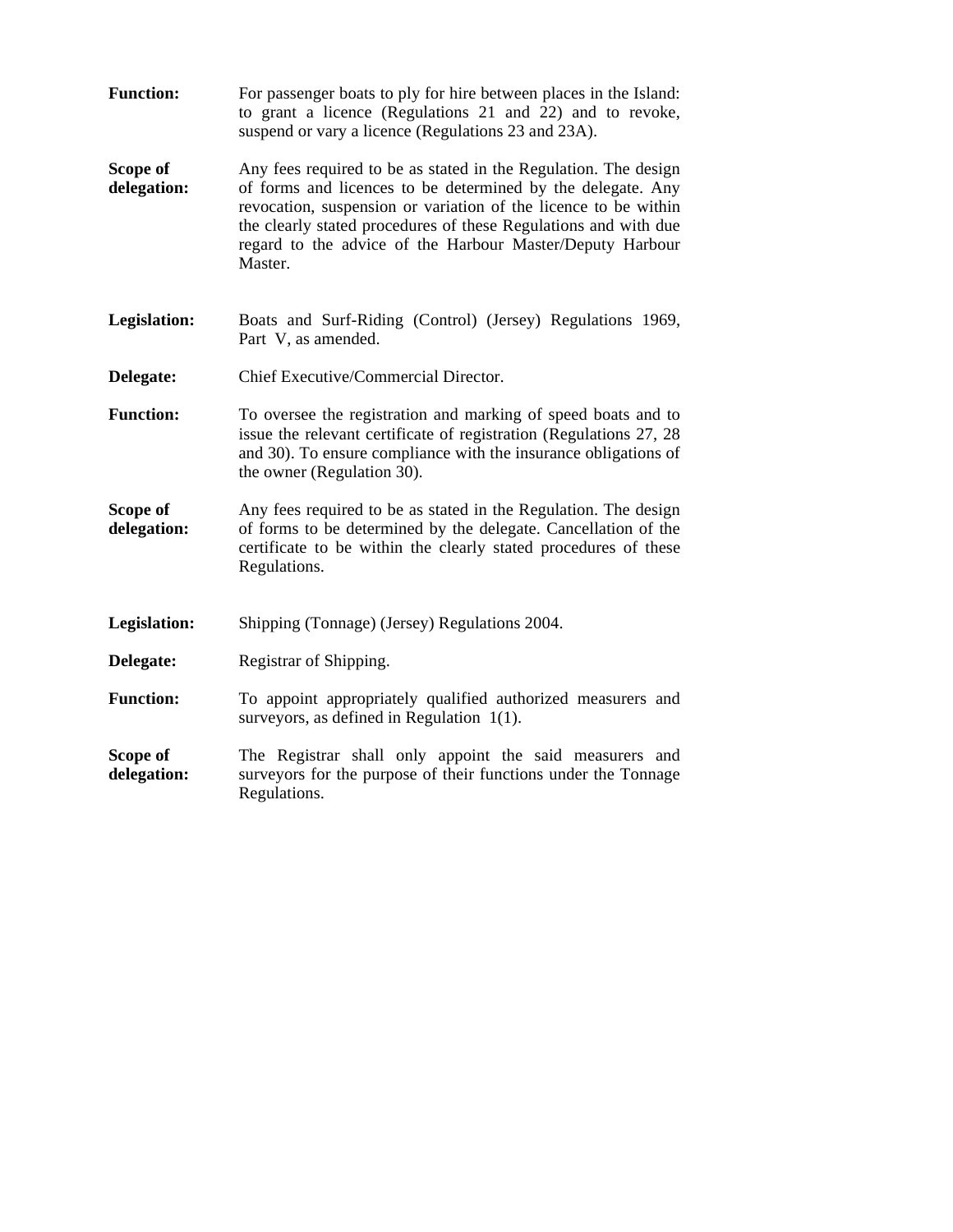**Function:** For passenger boats to ply for hire between places in the Island: to grant a licence (Regulations 21 and 22) and to revoke, suspend or vary a licence (Regulations 23 and 23A).

**Scope of delegation:** Any fees required to be as stated in the Regulation. The design of forms and licences to be determined by the delegate. Any revocation, suspension or variation of the licence to be within the clearly stated procedures of these Regulations and with due regard to the advice of the Harbour Master/Deputy Harbour Master.

**Legislation:** Boats and Surf-Riding (Control) (Jersey) Regulations 1969, Part V, as amended.

**Delegate:** Chief Executive/Commercial Director.

**Function:** To oversee the registration and marking of speed boats and to issue the relevant certificate of registration (Regulations 27, 28 and 30). To ensure compliance with the insurance obligations of the owner (Regulation 30).

**Scope of delegation:** Any fees required to be as stated in the Regulation. The design of forms to be determined by the delegate. Cancellation of the certificate to be within the clearly stated procedures of these Regulations.

**Legislation:** Shipping (Tonnage) (Jersey) Regulations 2004.

**Delegate:** Registrar of Shipping.

**Function:** To appoint appropriately qualified authorized measurers and surveyors, as defined in Regulation 1(1).

**Scope of delegation:** The Registrar shall only appoint the said measurers and surveyors for the purpose of their functions under the Tonnage Regulations.